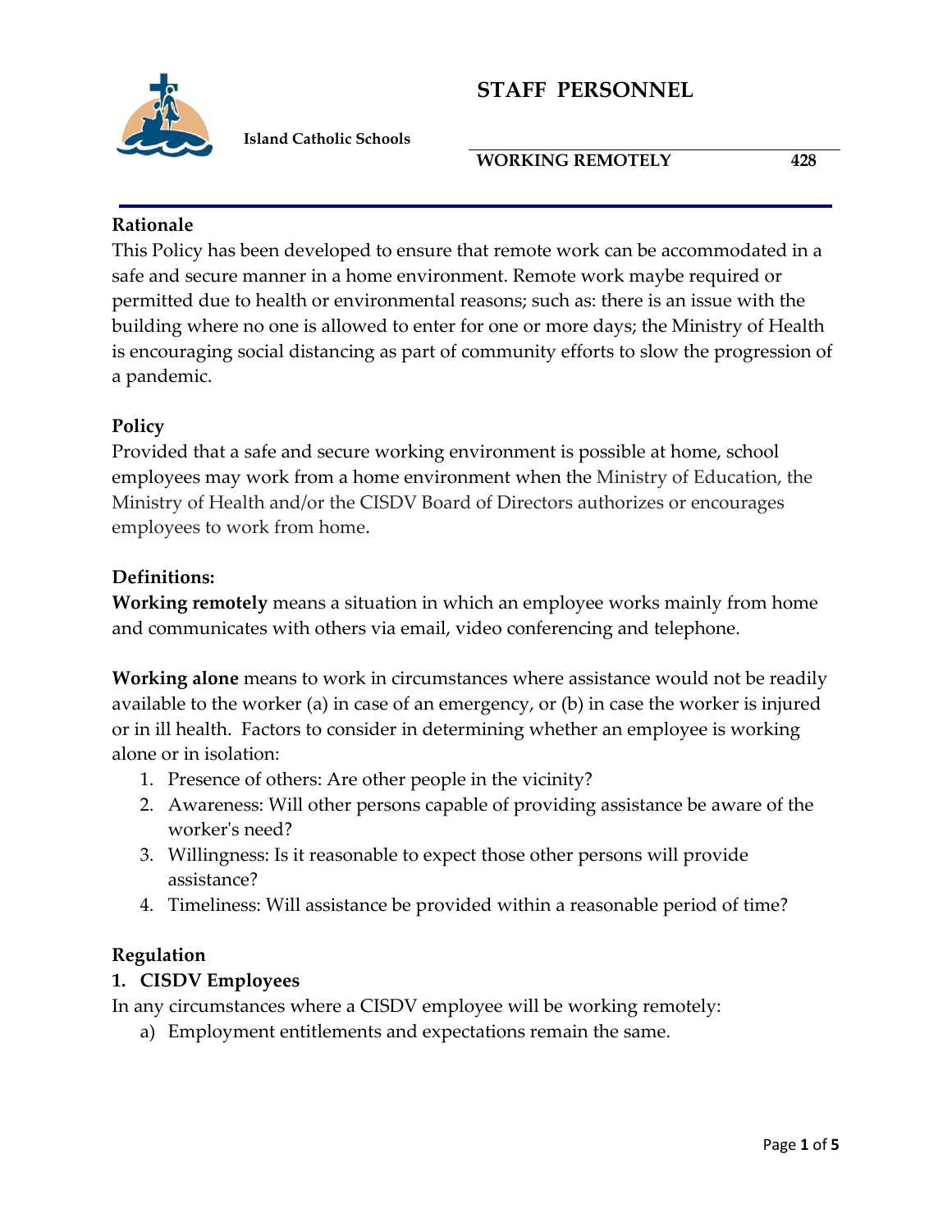# STAFF PERSONNEL

**Island Catholic Schools**

**WORKING REMOTELY** **428**

**Rationale**

This Policy has been developed to ensure that remote work can be accommodated in a safe and secure manner in a home environment. Remote work maybe required or permitted due to health or environmental reasons; such as: there is an issue with the building where no one is allowed to enter for one or more days; the Ministry of Health is encouraging social distancing as part of community efforts to slow the progression of a pandemic.

**Policy**

Provided that a safe and secure working environment is possible at home, school employees may work from a home environment when the Ministry of Education, the Ministry of Health and/or the CISDV Board of Directors authorizes or encourages employees to work from home.

**Definitions:**

**Working remotely** means a situation in which an employee works mainly from home and communicates with others via email, video conferencing and telephone.

**Working alone** means to work in circumstances where assistance would not be readily available to the worker (a) in case of an emergency, or (b) in case the worker is injured or in ill health. Factors to consider in determining whether an employee is working alone or in isolation:

1. Presence of others: Are other people in the vicinity?
2. Awareness: Will other persons capable of providing assistance be aware of the worker's need?
3. Willingness: Is it reasonable to expect those other persons will provide assistance?
4. Timeliness: Will assistance be provided within a reasonable period of time?

**Regulation**

**1. CISDV Employees**

In any circumstances where a CISDV employee will be working remotely:

a) Employment entitlements and expectations remain the same.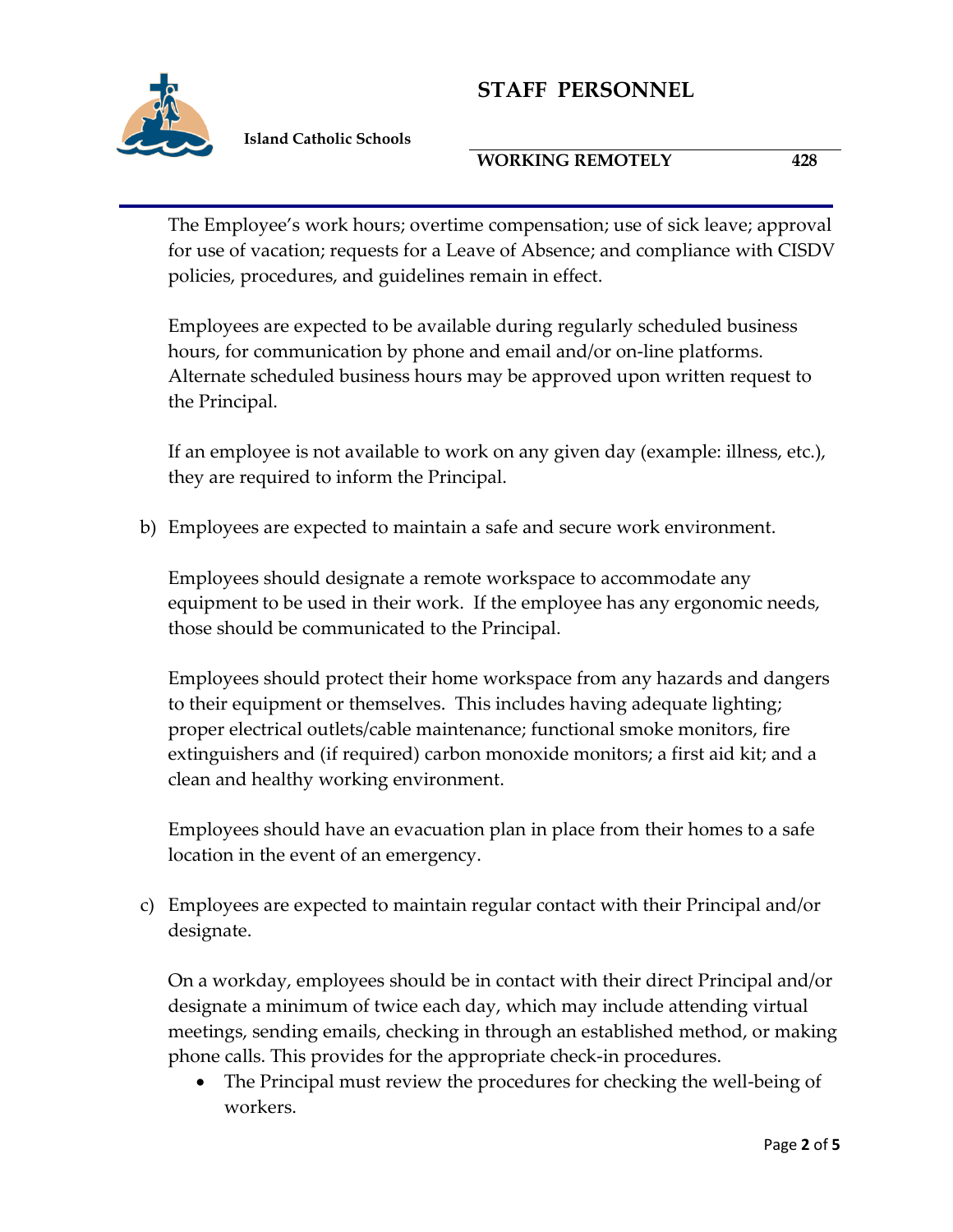The Employee's work hours; overtime compensation; use of sick leave; approval for use of vacation; requests for a Leave of Absence; and compliance with CISDV policies, procedures, and guidelines remain in effect.

Employees are expected to be available during regularly scheduled business hours, for communication by phone and email and/or on-line platforms. Alternate scheduled business hours may be approved upon written request to the Principal.

If an employee is not available to work on any given day (example: illness, etc.), they are required to inform the Principal.

b) Employees are expected to maintain a safe and secure work environment.

   Employees should designate a remote workspace to accommodate any equipment to be used in their work. If the employee has any ergonomic needs, those should be communicated to the Principal.

   Employees should protect their home workspace from any hazards and dangers to their equipment or themselves. This includes having adequate lighting; proper electrical outlets/cable maintenance; functional smoke monitors, fire extinguishers and (if required) carbon monoxide monitors; a first aid kit; and a clean and healthy working environment.

   Employees should have an evacuation plan in place from their homes to a safe location in the event of an emergency.

c) Employees are expected to maintain regular contact with their Principal and/or designate.

   On a workday, employees should be in contact with their direct Principal and/or designate a minimum of twice each day, which may include attending virtual meetings, sending emails, checking in through an established method, or making phone calls. This provides for the appropriate check-in procedures.

   - The Principal must review the procedures for checking the well-being of workers.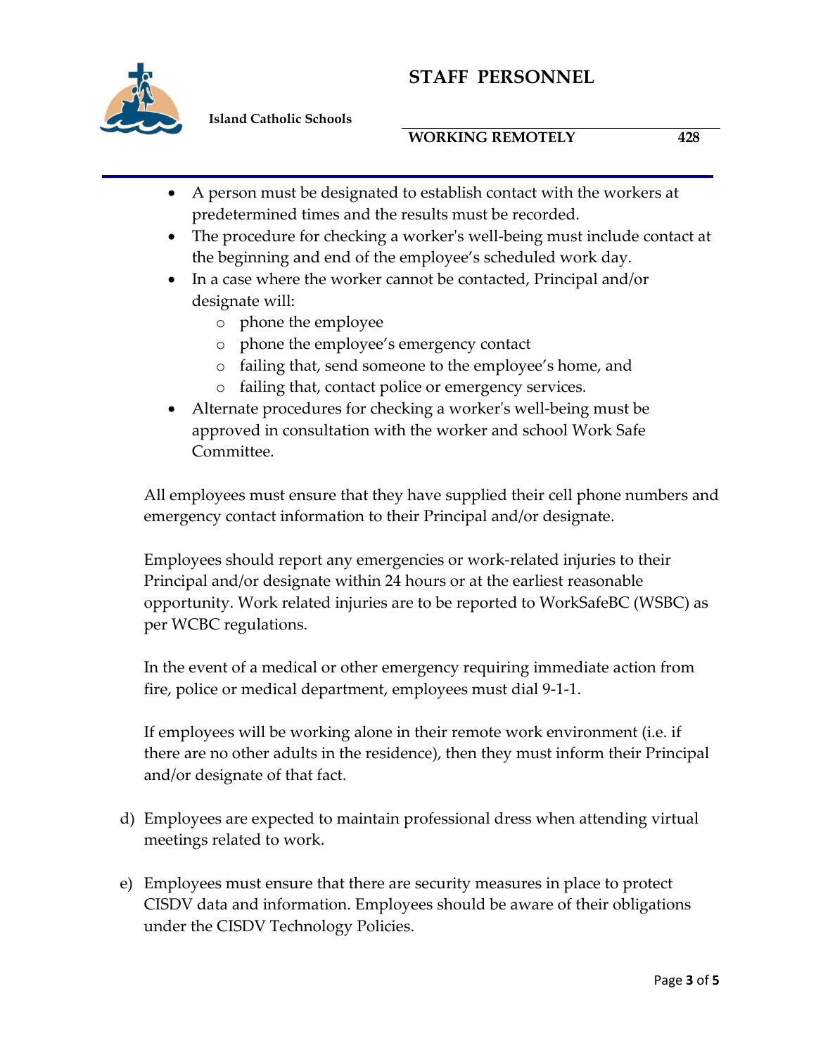- A person must be designated to establish contact with the workers at predetermined times and the results must be recorded.
- The procedure for checking a worker's well-being must include contact at the beginning and end of the employee's scheduled work day.
- In a case where the worker cannot be contacted, Principal and/or designate will:
  - phone the employee
  - phone the employee's emergency contact
  - failing that, send someone to the employee's home, and
  - failing that, contact police or emergency services.
- Alternate procedures for checking a worker's well-being must be approved in consultation with the worker and school Work Safe Committee.

All employees must ensure that they have supplied their cell phone numbers and emergency contact information to their Principal and/or designate.

Employees should report any emergencies or work-related injuries to their Principal and/or designate within 24 hours or at the earliest reasonable opportunity. Work related injuries are to be reported to WorkSafeBC (WSBC) as per WCBC regulations.

In the event of a medical or other emergency requiring immediate action from fire, police or medical department, employees must dial 9-1-1.

If employees will be working alone in their remote work environment (i.e. if there are no other adults in the residence), then they must inform their Principal and/or designate of that fact.

d) Employees are expected to maintain professional dress when attending virtual meetings related to work.

e) Employees must ensure that there are security measures in place to protect CISDV data and information. Employees should be aware of their obligations under the CISDV Technology Policies.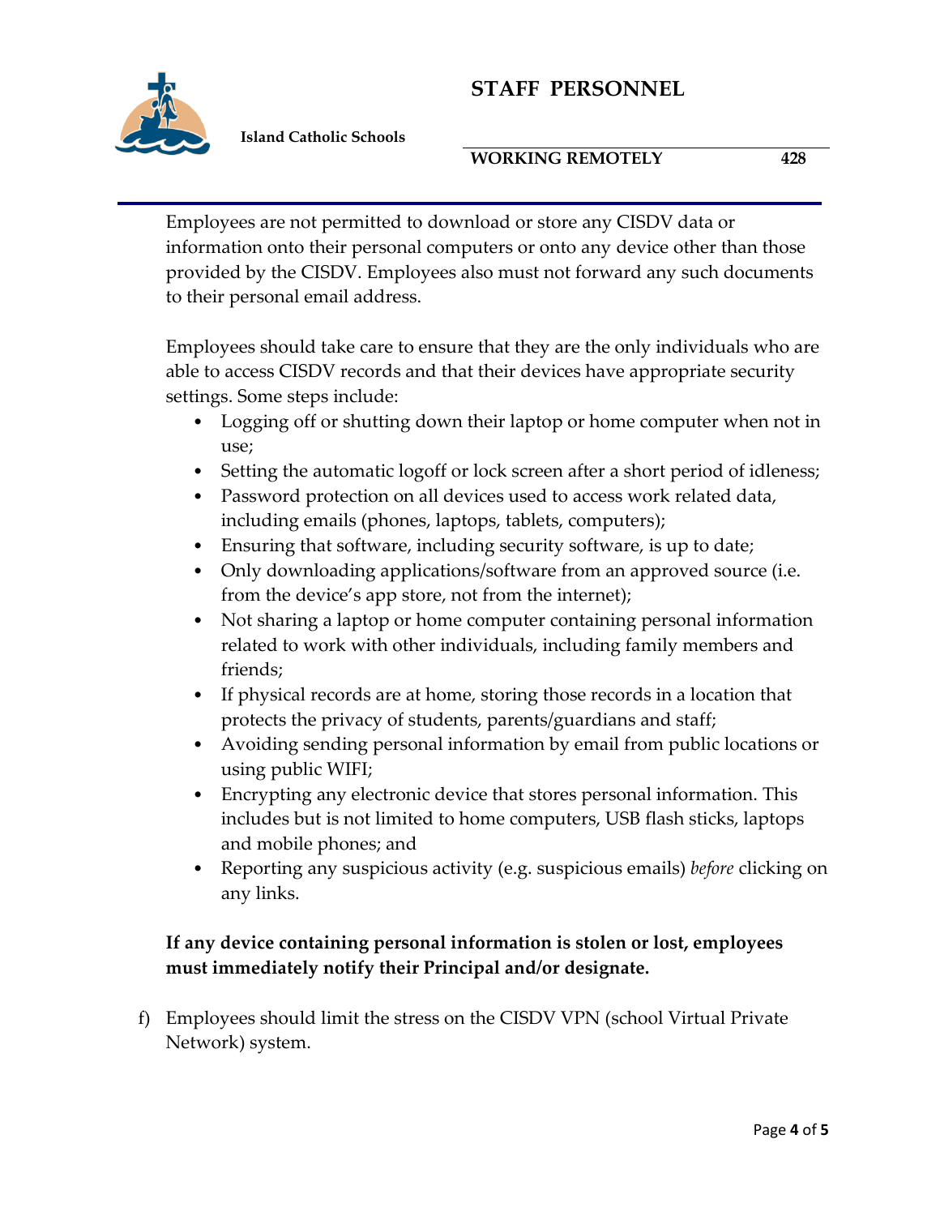Employees are not permitted to download or store any CISDV data or information onto their personal computers or onto any device other than those provided by the CISDV. Employees also must not forward any such documents to their personal email address.

Employees should take care to ensure that they are the only individuals who are able to access CISDV records and that their devices have appropriate security settings. Some steps include:

- Logging off or shutting down their laptop or home computer when not in use;
- Setting the automatic logoff or lock screen after a short period of idleness;
- Password protection on all devices used to access work related data, including emails (phones, laptops, tablets, computers);
- Ensuring that software, including security software, is up to date;
- Only downloading applications/software from an approved source (i.e. from the device's app store, not from the internet);
- Not sharing a laptop or home computer containing personal information related to work with other individuals, including family members and friends;
- If physical records are at home, storing those records in a location that protects the privacy of students, parents/guardians and staff;
- Avoiding sending personal information by email from public locations or using public WIFI;
- Encrypting any electronic device that stores personal information. This includes but is not limited to home computers, USB flash sticks, laptops and mobile phones; and
- Reporting any suspicious activity (e.g. suspicious emails) *before* clicking on any links.

**If any device containing personal information is stolen or lost, employees must immediately notify their Principal and/or designate.**

f) Employees should limit the stress on the CISDV VPN (school Virtual Private Network) system.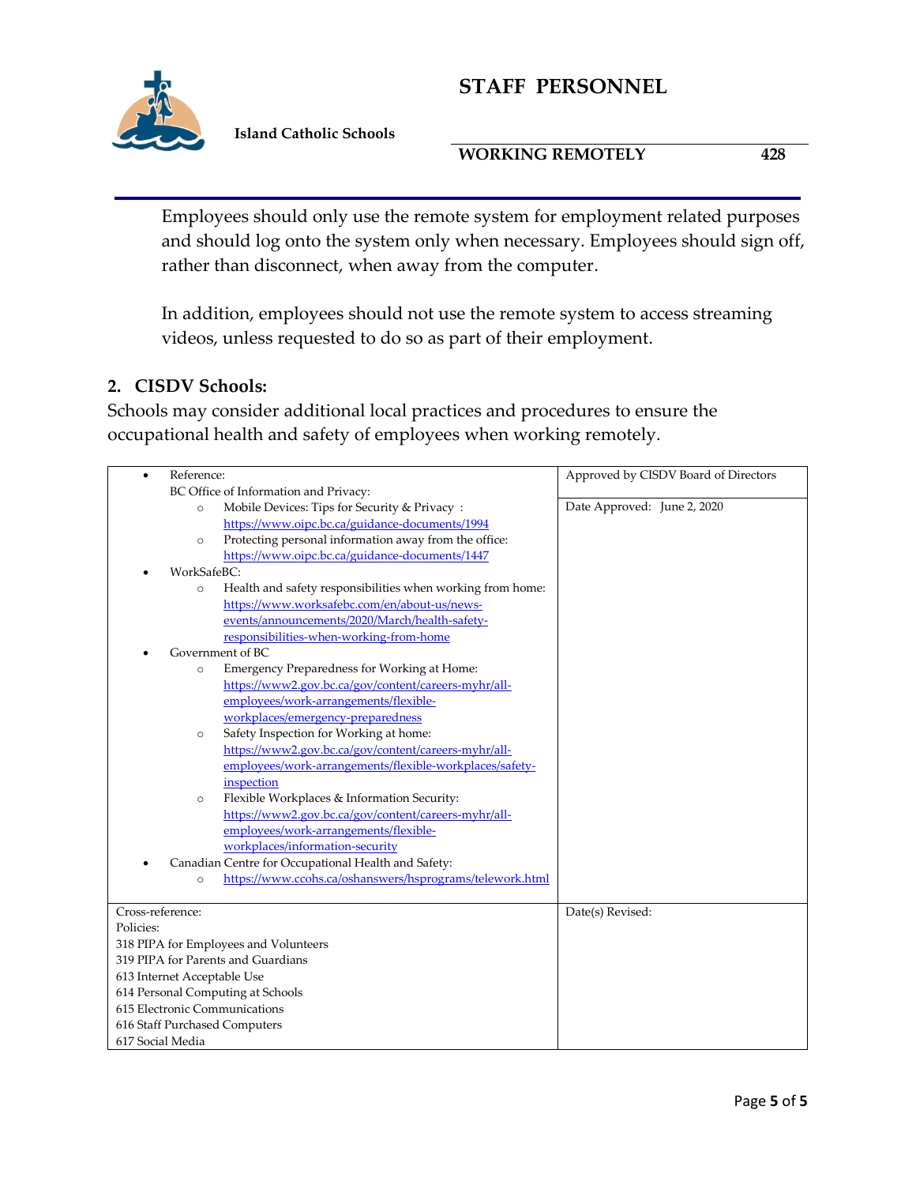Employees should only use the remote system for employment related purposes and should log onto the system only when necessary. Employees should sign off, rather than disconnect, when away from the computer.

In addition, employees should not use the remote system to access streaming videos, unless requested to do so as part of their employment.

## 2. CISDV Schools:

Schools may consider additional local practices and procedures to ensure the occupational health and safety of employees when working remotely.

| | |
|---|---|
| • Reference:<br>BC Office of Information and Privacy:<br>○ Mobile Devices: Tips for Security & Privacy : https://www.oipc.bc.ca/guidance-documents/1994<br>○ Protecting personal information away from the office: https://www.oipc.bc.ca/guidance-documents/1447<br>• WorkSafeBC:<br>○ Health and safety responsibilities when working from home: https://www.worksafebc.com/en/about-us/news-events/announcements/2020/March/health-safety-responsibilities-when-working-from-home<br>• Government of BC<br>○ Emergency Preparedness for Working at Home: https://www2.gov.bc.ca/gov/content/careers-myhr/all-employees/work-arrangements/flexible-workplaces/emergency-preparedness<br>○ Safety Inspection for Working at home: https://www2.gov.bc.ca/gov/content/careers-myhr/all-employees/work-arrangements/flexible-workplaces/safety-inspection<br>○ Flexible Workplaces & Information Security: https://www2.gov.bc.ca/gov/content/careers-myhr/all-employees/work-arrangements/flexible-workplaces/information-security<br>• Canadian Centre for Occupational Health and Safety:<br>○ https://www.ccohs.ca/oshanswers/hsprograms/telework.html | Approved by CISDV Board of Directors<br><br>Date Approved: June 2, 2020 |
| Cross-reference:<br>Policies:<br>318 PIPA for Employees and Volunteers<br>319 PIPA for Parents and Guardians<br>613 Internet Acceptable Use<br>614 Personal Computing at Schools<br>615 Electronic Communications<br>616 Staff Purchased Computers<br>617 Social Media | Date(s) Revised: |